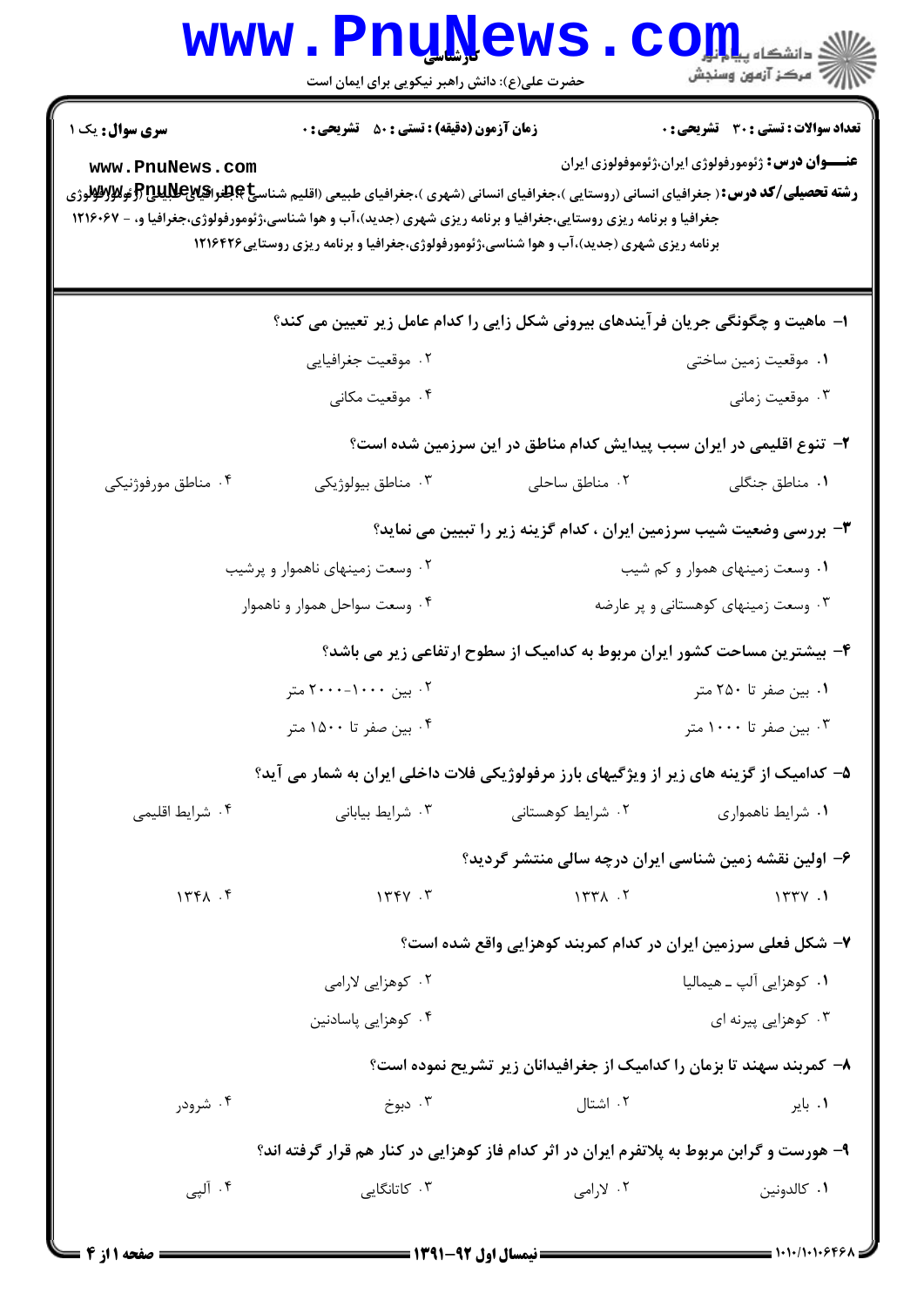**سری سوال:** یک ۱

**زمان آزمون (دقیقه) : تستی : ۵۰ تشریحی : ۰**

**تعداد سوالات : تستی : ۳۰ تشریحی : ۰**

**عنـــوان درس:** ژئومورفولوژی ایران،ژئوموفولوژی ایران

**رشته تحصیلی/کد درس:** (جغرافیای انسانی (روستایی )،جغرافیای انسانی (شهری )،جغرافیای طبیعی (اقلیم شناسی )،جغرافیای طبیعی (ژئومورفولوژی جغرافیا و برنامه ریزی روستایی،جغرافیا و برنامه ریزی شهری (جدید)،آب و هوا شناسی،ژئومورفولوژی،جغرافیا و، - ۱۲۱۶۰۶۷ برنامه ریزی شهری (جدید)،آب و هوا شناسی،ژئومورفولوژی،جغرافیا و برنامه ریزی روستایی۱۲۱۶۴۲۶

۱- ماهیت و چگونگی جریان فرآیندهای بیرونی شکل زایی را کدام عامل زیر تعیین می کند؟

۱. موقعیت زمین ساختی
۲. موقعیت جغرافیایی
۳. موقعیت زمانی
۴. موقعیت مکانی

۲- تنوع اقلیمی در ایران سبب پیدایش کدام مناطق در این سرزمین شده است؟

۱. مناطق جنگلی
۲. مناطق ساحلی
۳. مناطق بیولوژیکی
۴. مناطق مورفوژنیکی

۳- بررسی وضعیت شیب سرزمین ایران ، کدام گزینه زیر را تبیین می نماید؟

۱. وسعت زمینهای هموار و کم شیب
۲. وسعت زمینهای ناهموار و پرشیب
۳. وسعت زمینهای کوهستانی و پر عارضه
۴. وسعت سواحل هموار و ناهموار

۴- بیشترین مساحت کشور ایران مربوط به کدامیک از سطوح ارتفاعی زیر می باشد؟

۱. بین صفر تا ۲۵۰ متر
۲. بین ۱۰۰۰-۲۰۰۰ متر
۳. بین صفر تا ۱۰۰۰ متر
۴. بین صفر تا ۱۵۰۰ متر

۵- کدامیک از گزینه های زیر از ویژگیهای بارز مرفولوژیکی فلات داخلی ایران به شمار می آید؟

۱. شرایط ناهمواری
۲. شرایط کوهستانی
۳. شرایط بیابانی
۴. شرایط اقلیمی

۶- اولین نقشه زمین شناسی ایران درچه سالی منتشر گردید؟

۱. ۱۳۳۷
۲. ۱۳۳۸
۳. ۱۳۴۷
۴. ۱۳۴۸

۷- شکل فعلی سرزمین ایران در کدام کمربند کوهزایی واقع شده است؟

۱. کوهزایی آلپ ـ هیمالیا
۲. کوهزایی لارامی
۳. کوهزایی پیرنه ای
۴. کوهزایی پاسادنین

۸- کمربند سهند تا بزمان را کدامیک از جغرافیدانان زیر تشریح نموده است؟

۱. بایر
۲. اشتال
۳. دبوخ
۴. شرودر

۹- هورست و گرابن مربوط به پلاتفرم ایران در اثر کدام فاز کوهزایی در کنار هم قرار گرفته اند؟

۱. کالدونین
۲. لارامی
۳. کاتانگایی
۴. آلپی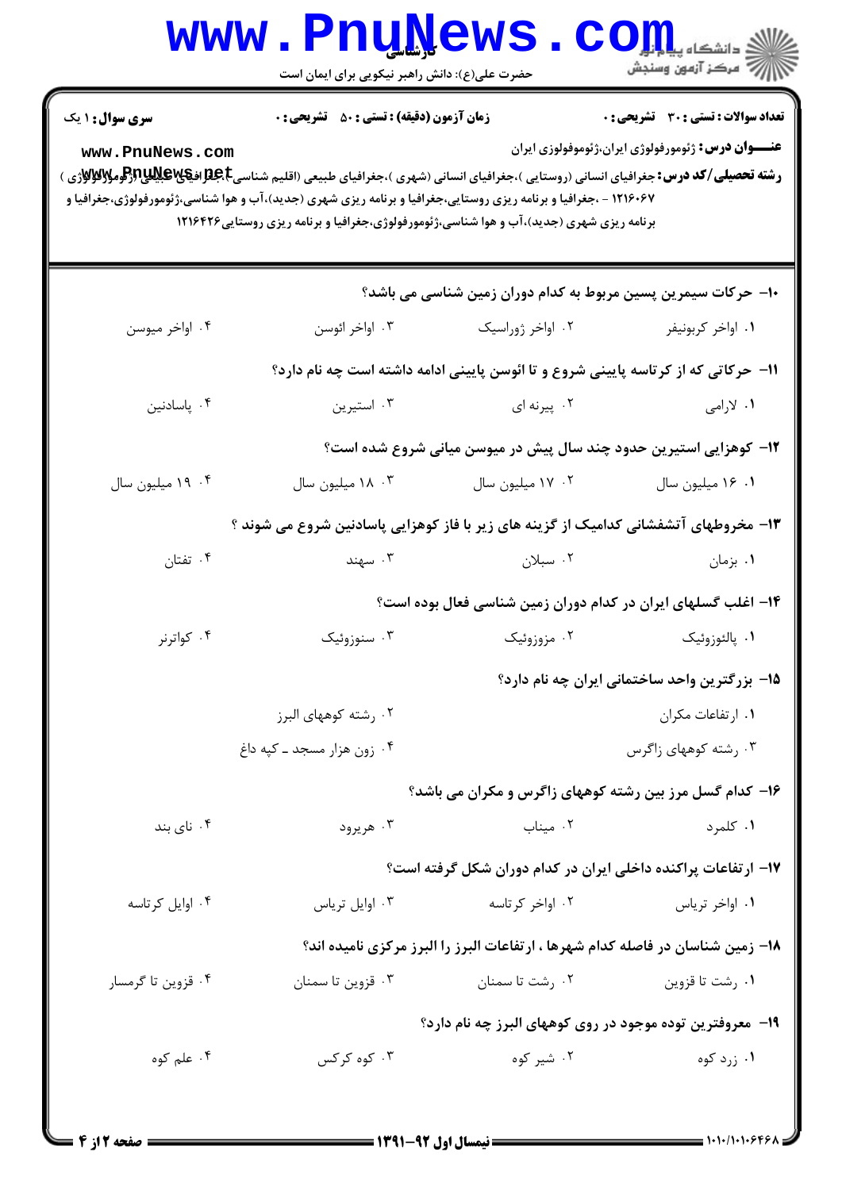**سری سوال:** ۱ یک

**زمان آزمون (دقیقه) : تستی :** ۵۰ **تشریحی :** ۰

**تعداد سوالات : تستی :** ۳۰ **تشریحی :** ۰

**عنـــوان درس:** ژئومورفولوژی ایران،ژئوموفولوزی ایران

**رشته تحصیلی/کد درس:** جغرافیای انسانی (روستایی )،جغرافیای انسانی (شهری )،جغرافیای طبیعی (اقلیم شناسی )،جغرافیای طبیعی (ژئومورفولوژی ) ۱۲۱۶۰۶۷ - ،جغرافیا و برنامه ریزی روستایی،جغرافیا و برنامه ریزی شهری (جدید)،آب و هوا شناسی،ژئومورفولوژی،جغرافیا و برنامه ریزی شهری (جدید)،آب و هوا شناسی،ژئومورفولوژی،جغرافیا و برنامه ریزی روستایی۱۲۱۶۴۲۶

۱۰- حرکات سیمرین پسین مربوط به کدام دوران زمین شناسی می باشد؟

۱. اواخر کربونیفر
۲. اواخر ژوراسیک
۳. اواخر ائوسن
۴. اواخر میوسن

۱۱- حرکاتی که از کرتاسه پایینی شروع و تا ائوسن پایینی ادامه داشته است چه نام دارد؟

۱. لارامی
۲. پیرنه ای
۳. استیرین
۴. پاسادنین

۱۲- کوهزایی استیرین حدود چند سال پیش در میوسن میانی شروع شده است؟

۱. ۱۶ میلیون سال
۲. ۱۷ میلیون سال
۳. ۱۸ میلیون سال
۴. ۱۹ میلیون سال

۱۳- مخروطهای آتشفشانی کدامیک از گزینه های زیر با فاز کوهزایی پاسادنین شروع می شوند ؟

۱. بزمان
۲. سبلان
۳. سهند
۴. تفتان

۱۴- اغلب گسلهای ایران در کدام دوران زمین شناسی فعال بوده است؟

۱. پالئوزوئیک
۲. مزوزوئیک
۳. سنوزوئیک
۴. کواترنر

۱۵- بزرگترین واحد ساختمانی ایران چه نام دارد؟

۱. ارتفاعات مکران
۲. رشته کوههای البرز
۳. رشته کوههای زاگرس
۴. زون هزار مسجد ـ کپه داغ

۱۶- کدام گسل مرز بین رشته کوههای زاگرس و مکران می باشد؟

۱. کلمرد
۲. میناب
۳. هریرود
۴. نای بند

۱۷- ارتفاعات پراکنده داخلی ایران در کدام دوران شکل گرفته است؟

۱. اواخر تریاس
۲. اواخر کرتاسه
۳. اوایل تریاس
۴. اوایل کرتاسه

۱۸- زمین شناسان در فاصله کدام شهرها ، ارتفاعات البرز را البرز مرکزی نامیده اند؟

۱. رشت تا قزوین
۲. رشت تا سمنان
۳. قزوین تا سمنان
۴. قزوین تا گرمسار

۱۹- معروفترین توده موجود در روی کوههای البرز چه نام دارد؟

۱. زرد کوه
۲. شیر کوه
۳. کوه کرکس
۴. علم کوه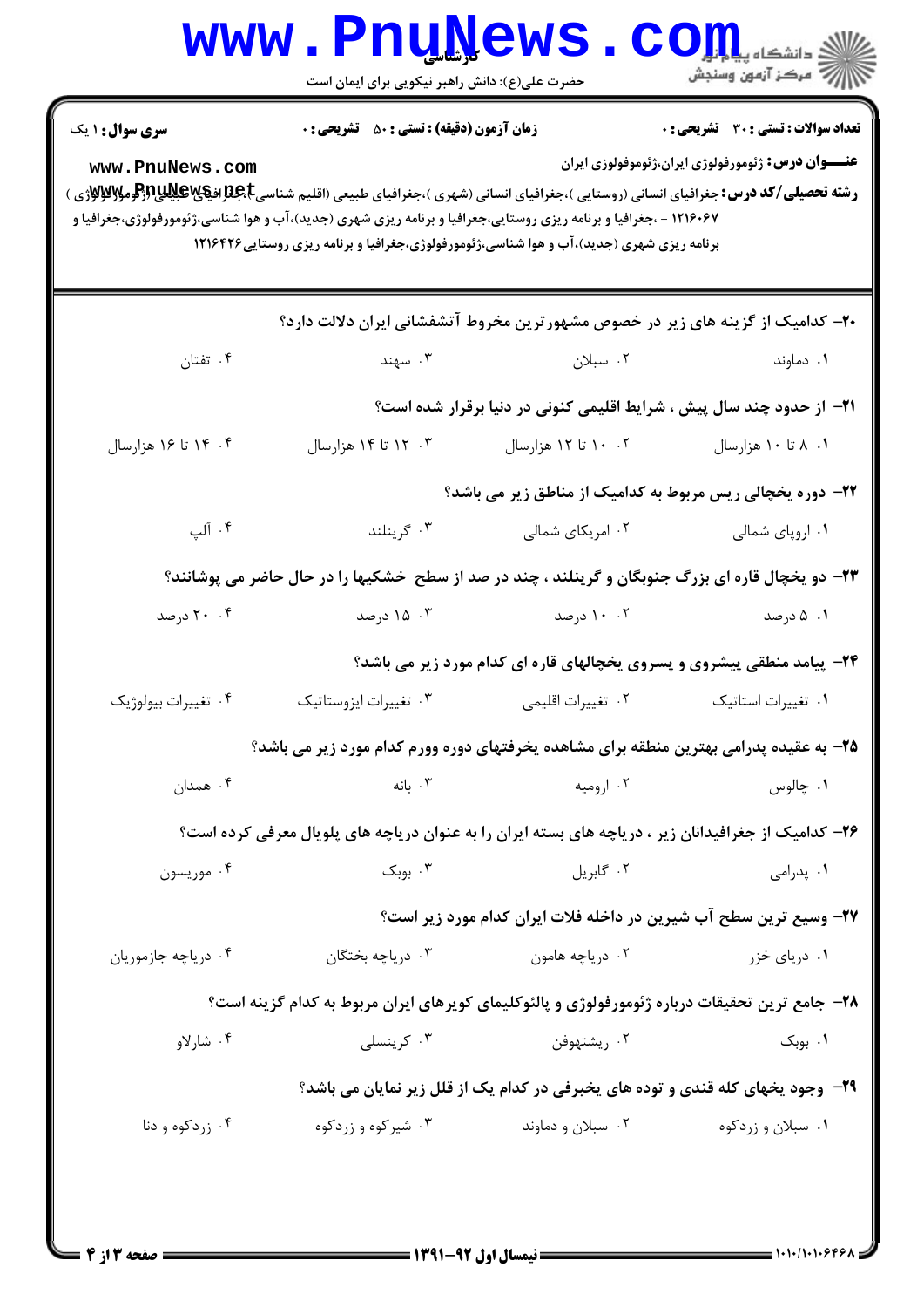**سری سوال:** ۱ یک

**زمان آزمون (دقیقه) : تستی :** ۵۰ **تشریحی :** ۰

**تعداد سوالات : تستی :** ۳۰ **تشریحی :** ۰

**عنـــوان درس:** ژئومورفولوژی ایران،ژئوموفولوزی ایران

**رشته تحصیلی/کد درس:** جغرافیای انسانی (روستایی )،جغرافیای انسانی (شهری )،جغرافیای طبیعی (اقلیم شناسی )،جغرافیای طبیعی (ژئومورفولوژی ) ۱۲۱۶۰۶۷ - ،جغرافیا و برنامه ریزی روستایی،جغرافیا و برنامه ریزی شهری (جدید)،آب و هوا شناسی،ژئومورفولوژی،جغرافیا و برنامه ریزی شهری (جدید)،آب و هوا شناسی،ژئومورفولوژی،جغرافیا و برنامه ریزی روستایی۱۲۱۶۴۲۶

۲۰- کدامیک از گزینه های زیر در خصوص مشهورترین مخروط آتشفشانی ایران دلالت دارد؟

۱. دماوند
۲. سبلان
۳. سهند
۴. تفتان

۲۱- از حدود چند سال پیش ، شرایط اقلیمی کنونی در دنیا برقرار شده است؟

۱. ۸ تا ۱۰ هزارسال
۲. ۱۰ تا ۱۲ هزارسال
۳. ۱۲ تا ۱۴ هزارسال
۴. ۱۴ تا ۱۶ هزارسال

۲۲- دوره یخچالی ریس مربوط به کدامیک از مناطق زیر می باشد؟

۱. اروپای شمالی
۲. امریکای شمالی
۳. گرینلند
۴. آلپ

۲۳- دو یخچال قاره ای بزرگ جنوبگان و گرینلند ، چند در صد از سطح خشکیها را در حال حاضر می پوشانند؟

۱. ۵ درصد
۲. ۱۰ درصد
۳. ۱۵ درصد
۴. ۲۰ درصد

۲۴- پیامد منطقی پیشروی و پسروی یخچالهای قاره ای کدام مورد زیر می باشد؟

۱. تغییرات استاتیک
۲. تغییرات اقلیمی
۳. تغییرات ایزوستاتیک
۴. تغییرات بیولوژیک

۲۵- به عقیده پدرامی بهترین منطقه برای مشاهده یخرفتهای دوره وورم کدام مورد زیر می باشد؟

۱. چالوس
۲. ارومیه
۳. بانه
۴. همدان

۲۶- کدامیک از جغرافیدانان زیر ، دریاچه های بسته ایران را به عنوان دریاچه های پلویال معرفی کرده است؟

۱. پدرامی
۲. گابریل
۳. بوبک
۴. موریسون

۲۷- وسیع ترین سطح آب شیرین در داخله فلات ایران کدام مورد زیر است؟

۱. دریای خزر
۲. دریاچه هامون
۳. دریاچه بختگان
۴. دریاچه جازموریان

۲۸- جامع ترین تحقیقات درباره ژئومورفولوژی و پالئوکلیمای کویرهای ایران مربوط به کدام گزینه است؟

۱. بوبک
۲. ریشتهوفن
۳. کرینسلی
۴. شارلاو

۲۹- وجود یخهای کله قندی و توده های یخبرفی در کدام یک از قلل زیر نمایان می باشد؟

۱. سبلان و زردکوه
۲. سبلان و دماوند
۳. شیرکوه و زردکوه
۴. زردکوه و دنا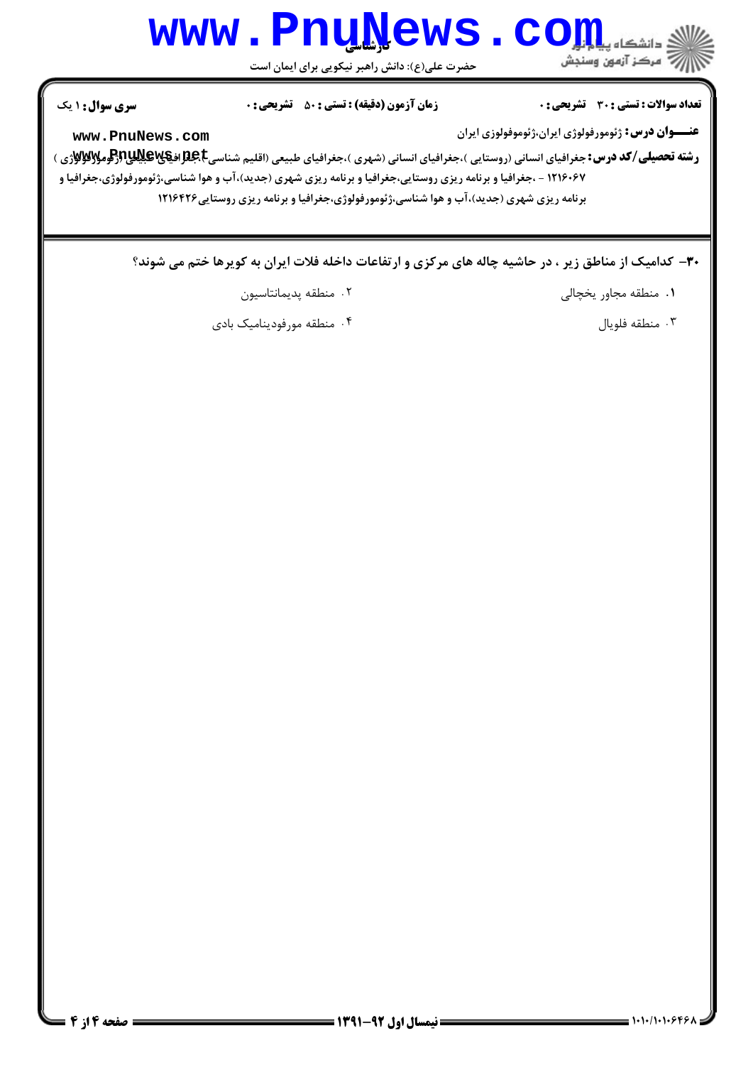**تعداد سوالات : تستی : ۳۰   تشریحی : ۰**

**زمان آزمون (دقیقه) : تستی : ۵۰   تشریحی : ۰**

**سری سوال : ۱ یک**

**عنـــوان درس:** ژئومورفولوژی ایران،ژئوموفولوزی ایران

**رشته تحصیلی/کد درس:** جغرافیای انسانی (روستایی )،جغرافیای انسانی (شهری )،جغرافیای طبیعی (اقلیم شناسی )،جغرافیای طبیعی (ژئومورفولوژی ) ۱۲۱۶۰۶۷ - ،جغرافیا و برنامه ریزی روستایی،جغرافیا و برنامه ریزی شهری (جدید)،آب و هوا شناسی،ژئومورفولوژی،جغرافیا و برنامه ریزی شهری (جدید)،آب و هوا شناسی،ژئومورفولوژی،جغرافیا و برنامه ریزی روستایی۱۲۱۶۴۲۶

**۳۰- کدامیک از مناطق زیر ، در حاشیه چاله های مرکزی و ارتفاعات داخله فلات ایران به کویرها ختم می شوند؟**

۱. منطقه مجاور یخچالی

۲. منطقه پدیمانتاسیون

۳. منطقه فلویال

۴. منطقه مورفودینامیک بادی